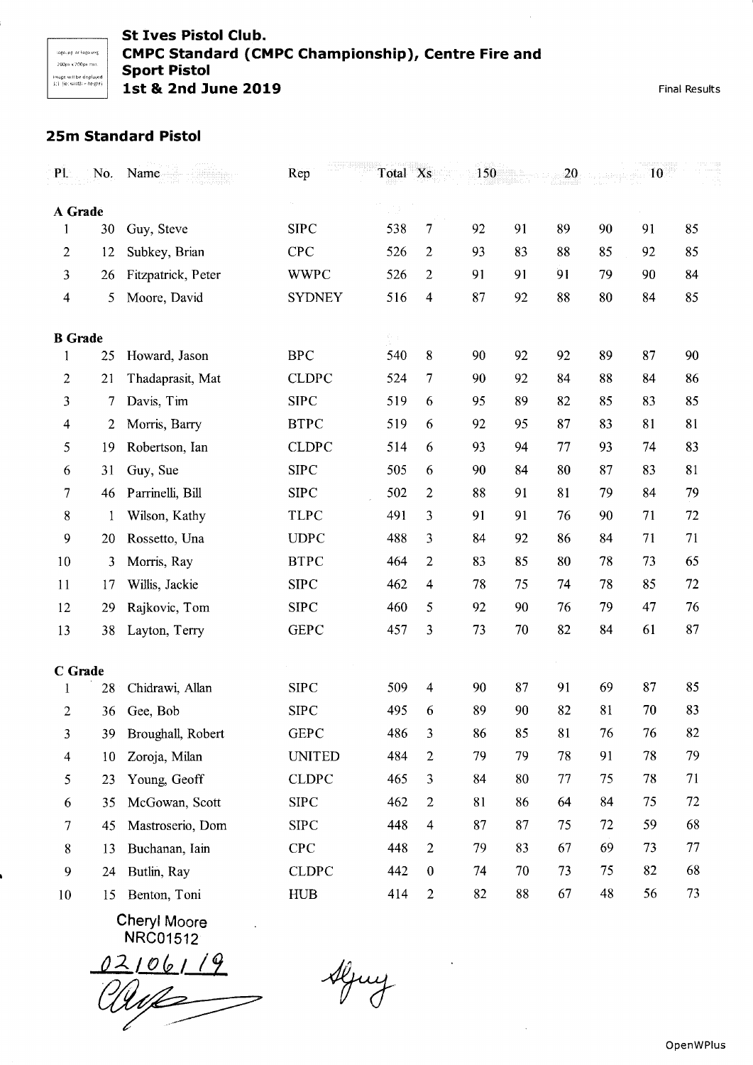# St Ives Pistol Club.
## CMPC Standard (CMPC Championship), Centre Fire and Sport Pistol
## 1st & 2nd June 2019

Final Results

### 25m Standard Pistol

| Pl. | No. | Name | Rep | Total | Xs | 150 | | 20 | | 10 | |
|---|---|---|---|---|---|---|---|---|---|---|---|
| **A Grade** | | | | | | | | | | | |
| 1 | 30 | Guy, Steve | SIPC | 538 | 7 | 92 | 91 | 89 | 90 | 91 | 85 |
| 2 | 12 | Subkey, Brian | CPC | 526 | 2 | 93 | 83 | 88 | 85 | 92 | 85 |
| 3 | 26 | Fitzpatrick, Peter | WWPC | 526 | 2 | 91 | 91 | 91 | 79 | 90 | 84 |
| 4 | 5 | Moore, David | SYDNEY | 516 | 4 | 87 | 92 | 88 | 80 | 84 | 85 |
| **B Grade** | | | | | | | | | | | |
| 1 | 25 | Howard, Jason | BPC | 540 | 8 | 90 | 92 | 92 | 89 | 87 | 90 |
| 2 | 21 | Thadaprasit, Mat | CLDPC | 524 | 7 | 90 | 92 | 84 | 88 | 84 | 86 |
| 3 | 7 | Davis, Tim | SIPC | 519 | 6 | 95 | 89 | 82 | 85 | 83 | 85 |
| 4 | 2 | Morris, Barry | BTPC | 519 | 6 | 92 | 95 | 87 | 83 | 81 | 81 |
| 5 | 19 | Robertson, Ian | CLDPC | 514 | 6 | 93 | 94 | 77 | 93 | 74 | 83 |
| 6 | 31 | Guy, Sue | SIPC | 505 | 6 | 90 | 84 | 80 | 87 | 83 | 81 |
| 7 | 46 | Parrinelli, Bill | SIPC | 502 | 2 | 88 | 91 | 81 | 79 | 84 | 79 |
| 8 | 1 | Wilson, Kathy | TLPC | 491 | 3 | 91 | 91 | 76 | 90 | 71 | 72 |
| 9 | 20 | Rossetto, Una | UDPC | 488 | 3 | 84 | 92 | 86 | 84 | 71 | 71 |
| 10 | 3 | Morris, Ray | BTPC | 464 | 2 | 83 | 85 | 80 | 78 | 73 | 65 |
| 11 | 17 | Willis, Jackie | SIPC | 462 | 4 | 78 | 75 | 74 | 78 | 85 | 72 |
| 12 | 29 | Rajkovic, Tom | SIPC | 460 | 5 | 92 | 90 | 76 | 79 | 47 | 76 |
| 13 | 38 | Layton, Terry | GEPC | 457 | 3 | 73 | 70 | 82 | 84 | 61 | 87 |
| **C Grade** | | | | | | | | | | | |
| 1 | 28 | Chidrawi, Allan | SIPC | 509 | 4 | 90 | 87 | 91 | 69 | 87 | 85 |
| 2 | 36 | Gee, Bob | SIPC | 495 | 6 | 89 | 90 | 82 | 81 | 70 | 83 |
| 3 | 39 | Broughall, Robert | GEPC | 486 | 3 | 86 | 85 | 81 | 76 | 76 | 82 |
| 4 | 10 | Zoroja, Milan | UNITED | 484 | 2 | 79 | 79 | 78 | 91 | 78 | 79 |
| 5 | 23 | Young, Geoff | CLDPC | 465 | 3 | 84 | 80 | 77 | 75 | 78 | 71 |
| 6 | 35 | McGowan, Scott | SIPC | 462 | 2 | 81 | 86 | 64 | 84 | 75 | 72 |
| 7 | 45 | Mastroserio, Dom | SIPC | 448 | 4 | 87 | 87 | 75 | 72 | 59 | 68 |
| 8 | 13 | Buchanan, Iain | CPC | 448 | 2 | 79 | 83 | 67 | 69 | 73 | 77 |
| 9 | 24 | Butlin, Ray | CLDPC | 442 | 0 | 74 | 70 | 73 | 75 | 82 | 68 |
| 10 | 15 | Benton, Toni | HUB | 414 | 2 | 82 | 88 | 67 | 48 | 56 | 73 |

Cheryl Moore
NRC01512

02/06/19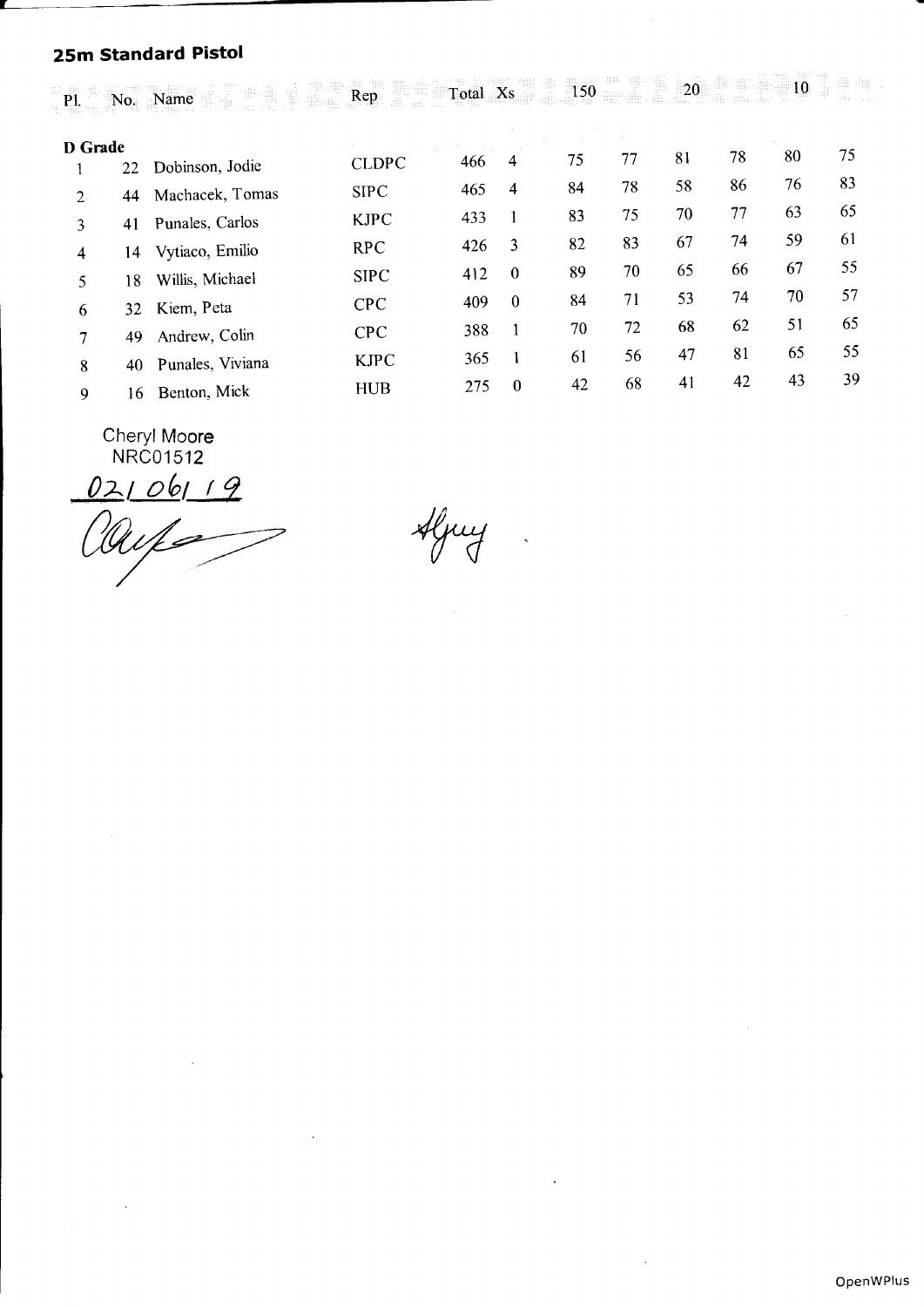## 25m Standard Pistol

| Pl. | No. | Name | Rep | Total | Xs | 150 | | 20 | | 10 | |
|---|---|---|---|---|---|---|---|---|---|---|---|
| **D Grade** | | | | | | | | | | | |
| 1 | 22 | Dobinson, Jodie | CLDPC | 466 | 4 | 75 | 77 | 81 | 78 | 80 | 75 |
| 2 | 44 | Machacek, Tomas | SIPC | 465 | 4 | 84 | 78 | 58 | 86 | 76 | 83 |
| 3 | 41 | Punales, Carlos | KJPC | 433 | 1 | 83 | 75 | 70 | 77 | 63 | 65 |
| 4 | 14 | Vytiaco, Emilio | RPC | 426 | 3 | 82 | 83 | 67 | 74 | 59 | 61 |
| 5 | 18 | Willis, Michael | SIPC | 412 | 0 | 89 | 70 | 65 | 66 | 67 | 55 |
| 6 | 32 | Kiem, Peta | CPC | 409 | 0 | 84 | 71 | 53 | 74 | 70 | 57 |
| 7 | 49 | Andrew, Colin | CPC | 388 | 1 | 70 | 72 | 68 | 62 | 51 | 65 |
| 8 | 40 | Punales, Viviana | KJPC | 365 | 1 | 61 | 56 | 47 | 81 | 65 | 55 |
| 9 | 16 | Benton, Mick | HUB | 275 | 0 | 42 | 68 | 41 | 42 | 43 | 39 |

Cheryl Moore
NRC01512

02/06/19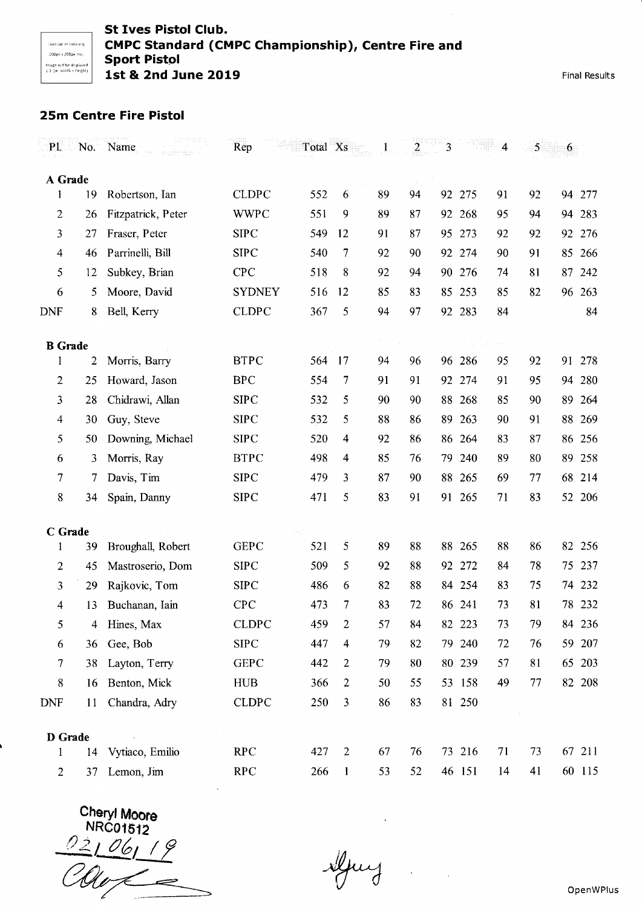**St Ives Pistol Club.**
**CMPC Standard (CMPC Championship), Centre Fire and Sport Pistol**
**1st & 2nd June 2019**

Final Results

## 25m Centre Fire Pistol

| Pl. | No. | Name | Rep | Total | Xs | 1 | 2 | 3 | | 4 | 5 | 6 | |
|---|---|---|---|---|---|---|---|---|---|---|---|---|---|
| **A Grade** | | | | | | | | | | | | | |
| 1 | 19 | Robertson, Ian | CLDPC | 552 | 6 | 89 | 94 | 92 | 275 | 91 | 92 | 94 | 277 |
| 2 | 26 | Fitzpatrick, Peter | WWPC | 551 | 9 | 89 | 87 | 92 | 268 | 95 | 94 | 94 | 283 |
| 3 | 27 | Fraser, Peter | SIPC | 549 | 12 | 91 | 87 | 95 | 273 | 92 | 92 | 92 | 276 |
| 4 | 46 | Parrinelli, Bill | SIPC | 540 | 7 | 92 | 90 | 92 | 274 | 90 | 91 | 85 | 266 |
| 5 | 12 | Subkey, Brian | CPC | 518 | 8 | 92 | 94 | 90 | 276 | 74 | 81 | 87 | 242 |
| 6 | 5 | Moore, David | SYDNEY | 516 | 12 | 85 | 83 | 85 | 253 | 85 | 82 | 96 | 263 |
| DNF | 8 | Bell, Kerry | CLDPC | 367 | 5 | 94 | 97 | 92 | 283 | 84 | | | 84 |
| **B Grade** | | | | | | | | | | | | | |
| 1 | 2 | Morris, Barry | BTPC | 564 | 17 | 94 | 96 | 96 | 286 | 95 | 92 | 91 | 278 |
| 2 | 25 | Howard, Jason | BPC | 554 | 7 | 91 | 91 | 92 | 274 | 91 | 95 | 94 | 280 |
| 3 | 28 | Chidrawi, Allan | SIPC | 532 | 5 | 90 | 90 | 88 | 268 | 85 | 90 | 89 | 264 |
| 4 | 30 | Guy, Steve | SIPC | 532 | 5 | 88 | 86 | 89 | 263 | 90 | 91 | 88 | 269 |
| 5 | 50 | Downing, Michael | SIPC | 520 | 4 | 92 | 86 | 86 | 264 | 83 | 87 | 86 | 256 |
| 6 | 3 | Morris, Ray | BTPC | 498 | 4 | 85 | 76 | 79 | 240 | 89 | 80 | 89 | 258 |
| 7 | 7 | Davis, Tim | SIPC | 479 | 3 | 87 | 90 | 88 | 265 | 69 | 77 | 68 | 214 |
| 8 | 34 | Spain, Danny | SIPC | 471 | 5 | 83 | 91 | 91 | 265 | 71 | 83 | 52 | 206 |
| **C Grade** | | | | | | | | | | | | | |
| 1 | 39 | Broughall, Robert | GEPC | 521 | 5 | 89 | 88 | 88 | 265 | 88 | 86 | 82 | 256 |
| 2 | 45 | Mastroserio, Dom | SIPC | 509 | 5 | 92 | 88 | 92 | 272 | 84 | 78 | 75 | 237 |
| 3 | 29 | Rajkovic, Tom | SIPC | 486 | 6 | 82 | 88 | 84 | 254 | 83 | 75 | 74 | 232 |
| 4 | 13 | Buchanan, Iain | CPC | 473 | 7 | 83 | 72 | 86 | 241 | 73 | 81 | 78 | 232 |
| 5 | 4 | Hines, Max | CLDPC | 459 | 2 | 57 | 84 | 82 | 223 | 73 | 79 | 84 | 236 |
| 6 | 36 | Gee, Bob | SIPC | 447 | 4 | 79 | 82 | 79 | 240 | 72 | 76 | 59 | 207 |
| 7 | 38 | Layton, Terry | GEPC | 442 | 2 | 79 | 80 | 80 | 239 | 57 | 81 | 65 | 203 |
| 8 | 16 | Benton, Mick | HUB | 366 | 2 | 50 | 55 | 53 | 158 | 49 | 77 | 82 | 208 |
| DNF | 11 | Chandra, Adry | CLDPC | 250 | 3 | 86 | 83 | 81 | 250 | | | | |
| **D Grade** | | | | | | | | | | | | | |
| 1 | 14 | Vytiaco, Emilio | RPC | 427 | 2 | 67 | 76 | 73 | 216 | 71 | 73 | 67 | 211 |
| 2 | 37 | Lemon, Jim | RPC | 266 | 1 | 53 | 52 | 46 | 151 | 14 | 41 | 60 | 115 |

Cheryl Moore
NRC01512
02/06/19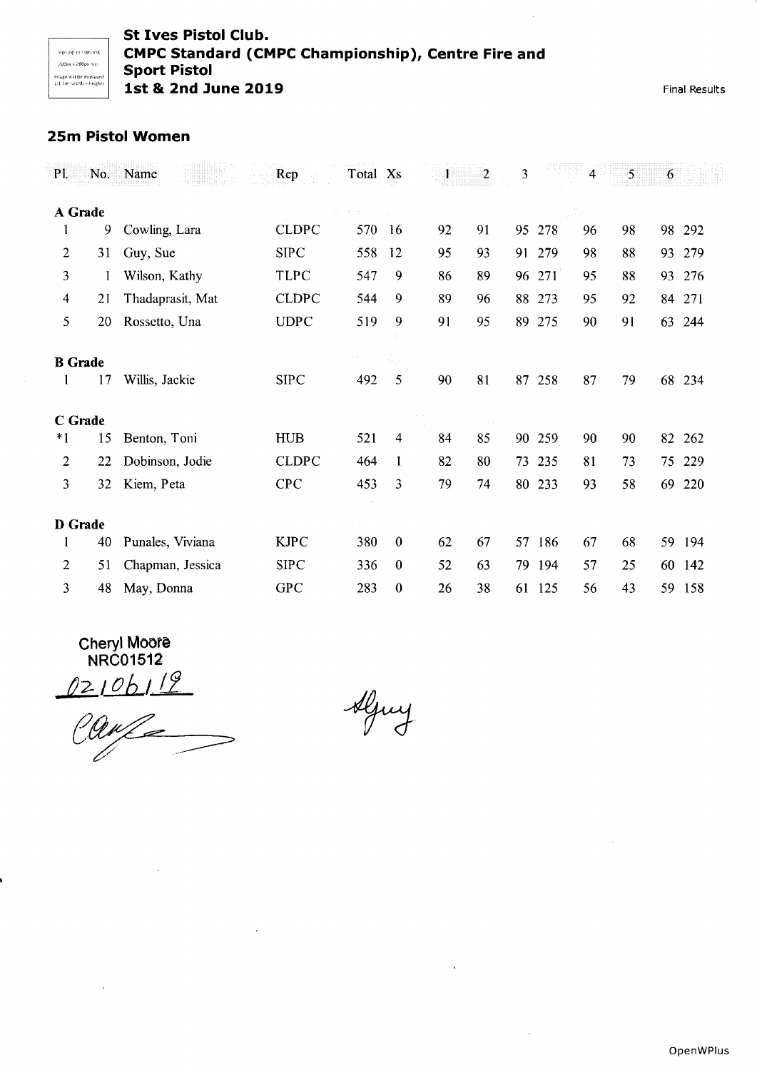## St Ives Pistol Club.
## CMPC Standard (CMPC Championship), Centre Fire and Sport Pistol
## 1st & 2nd June 2019

Final Results

### 25m Pistol Women

| Pl. | No. | Name | Rep | Total | Xs | 1 | 2 | 3 | | 4 | 5 | 6 | |
|---|---|---|---|---|---|---|---|---|---|---|---|---|---|
| **A Grade** | | | | | | | | | | | | | |
| 1 | 9 | Cowling, Lara | CLDPC | 570 | 16 | 92 | 91 | 95 | 278 | 96 | 98 | 98 | 292 |
| 2 | 31 | Guy, Sue | SIPC | 558 | 12 | 95 | 93 | 91 | 279 | 98 | 88 | 93 | 279 |
| 3 | 1 | Wilson, Kathy | TLPC | 547 | 9 | 86 | 89 | 96 | 271 | 95 | 88 | 93 | 276 |
| 4 | 21 | Thadaprasit, Mat | CLDPC | 544 | 9 | 89 | 96 | 88 | 273 | 95 | 92 | 84 | 271 |
| 5 | 20 | Rossetto, Una | UDPC | 519 | 9 | 91 | 95 | 89 | 275 | 90 | 91 | 63 | 244 |
| **B Grade** | | | | | | | | | | | | | |
| 1 | 17 | Willis, Jackie | SIPC | 492 | 5 | 90 | 81 | 87 | 258 | 87 | 79 | 68 | 234 |
| **C Grade** | | | | | | | | | | | | | |
| *1 | 15 | Benton, Toni | HUB | 521 | 4 | 84 | 85 | 90 | 259 | 90 | 90 | 82 | 262 |
| 2 | 22 | Dobinson, Jodie | CLDPC | 464 | 1 | 82 | 80 | 73 | 235 | 81 | 73 | 75 | 229 |
| 3 | 32 | Kiem, Peta | CPC | 453 | 3 | 79 | 74 | 80 | 233 | 93 | 58 | 69 | 220 |
| **D Grade** | | | | | | | | | | | | | |
| 1 | 40 | Punales, Viviana | KJPC | 380 | 0 | 62 | 67 | 57 | 186 | 67 | 68 | 59 | 194 |
| 2 | 51 | Chapman, Jessica | SIPC | 336 | 0 | 52 | 63 | 79 | 194 | 57 | 25 | 60 | 142 |
| 3 | 48 | May, Donna | GPC | 283 | 0 | 26 | 38 | 61 | 125 | 56 | 43 | 59 | 158 |

Cheryl Moore
NRC01512
02/06/19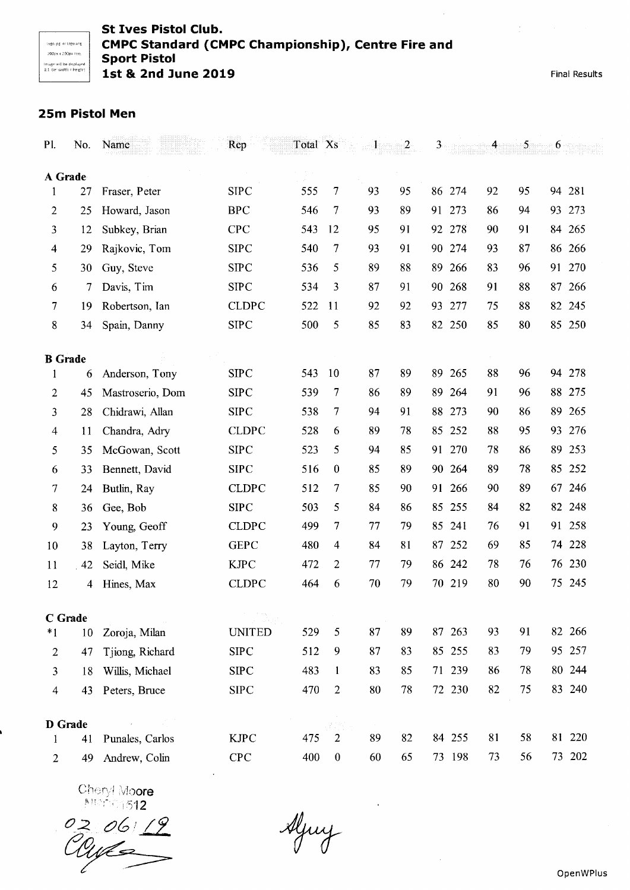**St Ives Pistol Club.**
**CMPC Standard (CMPC Championship), Centre Fire and Sport Pistol**
**1st & 2nd June 2019**

Final Results

## 25m Pistol Men

| Pl. | No. | Name | Rep | Total | Xs | 1 | 2 | 3 | | 4 | 5 | 6 | |
|---|---|---|---|---|---|---|---|---|---|---|---|---|---|
| **A Grade** | | | | | | | | | | | | | |
| 1 | 27 | Fraser, Peter | SIPC | 555 | 7 | 93 | 95 | 86 | 274 | 92 | 95 | 94 | 281 |
| 2 | 25 | Howard, Jason | BPC | 546 | 7 | 93 | 89 | 91 | 273 | 86 | 94 | 93 | 273 |
| 3 | 12 | Subkey, Brian | CPC | 543 | 12 | 95 | 91 | 92 | 278 | 90 | 91 | 84 | 265 |
| 4 | 29 | Rajkovic, Tom | SIPC | 540 | 7 | 93 | 91 | 90 | 274 | 93 | 87 | 86 | 266 |
| 5 | 30 | Guy, Steve | SIPC | 536 | 5 | 89 | 88 | 89 | 266 | 83 | 96 | 91 | 270 |
| 6 | 7 | Davis, Tim | SIPC | 534 | 3 | 87 | 91 | 90 | 268 | 91 | 88 | 87 | 266 |
| 7 | 19 | Robertson, Ian | CLDPC | 522 | 11 | 92 | 92 | 93 | 277 | 75 | 88 | 82 | 245 |
| 8 | 34 | Spain, Danny | SIPC | 500 | 5 | 85 | 83 | 82 | 250 | 85 | 80 | 85 | 250 |
| **B Grade** | | | | | | | | | | | | | |
| 1 | 6 | Anderson, Tony | SIPC | 543 | 10 | 87 | 89 | 89 | 265 | 88 | 96 | 94 | 278 |
| 2 | 45 | Mastroserio, Dom | SIPC | 539 | 7 | 86 | 89 | 89 | 264 | 91 | 96 | 88 | 275 |
| 3 | 28 | Chidrawi, Allan | SIPC | 538 | 7 | 94 | 91 | 88 | 273 | 90 | 86 | 89 | 265 |
| 4 | 11 | Chandra, Adry | CLDPC | 528 | 6 | 89 | 78 | 85 | 252 | 88 | 95 | 93 | 276 |
| 5 | 35 | McGowan, Scott | SIPC | 523 | 5 | 94 | 85 | 91 | 270 | 78 | 86 | 89 | 253 |
| 6 | 33 | Bennett, David | SIPC | 516 | 0 | 85 | 89 | 90 | 264 | 89 | 78 | 85 | 252 |
| 7 | 24 | Butlin, Ray | CLDPC | 512 | 7 | 85 | 90 | 91 | 266 | 90 | 89 | 67 | 246 |
| 8 | 36 | Gee, Bob | SIPC | 503 | 5 | 84 | 86 | 85 | 255 | 84 | 82 | 82 | 248 |
| 9 | 23 | Young, Geoff | CLDPC | 499 | 7 | 77 | 79 | 85 | 241 | 76 | 91 | 91 | 258 |
| 10 | 38 | Layton, Terry | GEPC | 480 | 4 | 84 | 81 | 87 | 252 | 69 | 85 | 74 | 228 |
| 11 | 42 | Seidl, Mike | KJPC | 472 | 2 | 77 | 79 | 86 | 242 | 78 | 76 | 76 | 230 |
| 12 | 4 | Hines, Max | CLDPC | 464 | 6 | 70 | 79 | 70 | 219 | 80 | 90 | 75 | 245 |
| **C Grade** | | | | | | | | | | | | | |
| *1 | 10 | Zoroja, Milan | UNITED | 529 | 5 | 87 | 89 | 87 | 263 | 93 | 91 | 82 | 266 |
| 2 | 47 | Tjiong, Richard | SIPC | 512 | 9 | 87 | 83 | 85 | 255 | 83 | 79 | 95 | 257 |
| 3 | 18 | Willis, Michael | SIPC | 483 | 1 | 83 | 85 | 71 | 239 | 86 | 78 | 80 | 244 |
| 4 | 43 | Peters, Bruce | SIPC | 470 | 2 | 80 | 78 | 72 | 230 | 82 | 75 | 83 | 240 |
| **D Grade** | | | | | | | | | | | | | |
| 1 | 41 | Punales, Carlos | KJPC | 475 | 2 | 89 | 82 | 84 | 255 | 81 | 58 | 81 | 220 |
| 2 | 49 | Andrew, Colin | CPC | 400 | 0 | 60 | 65 | 73 | 198 | 73 | 56 | 73 | 202 |

Cheryl Moore
512
02 06 19